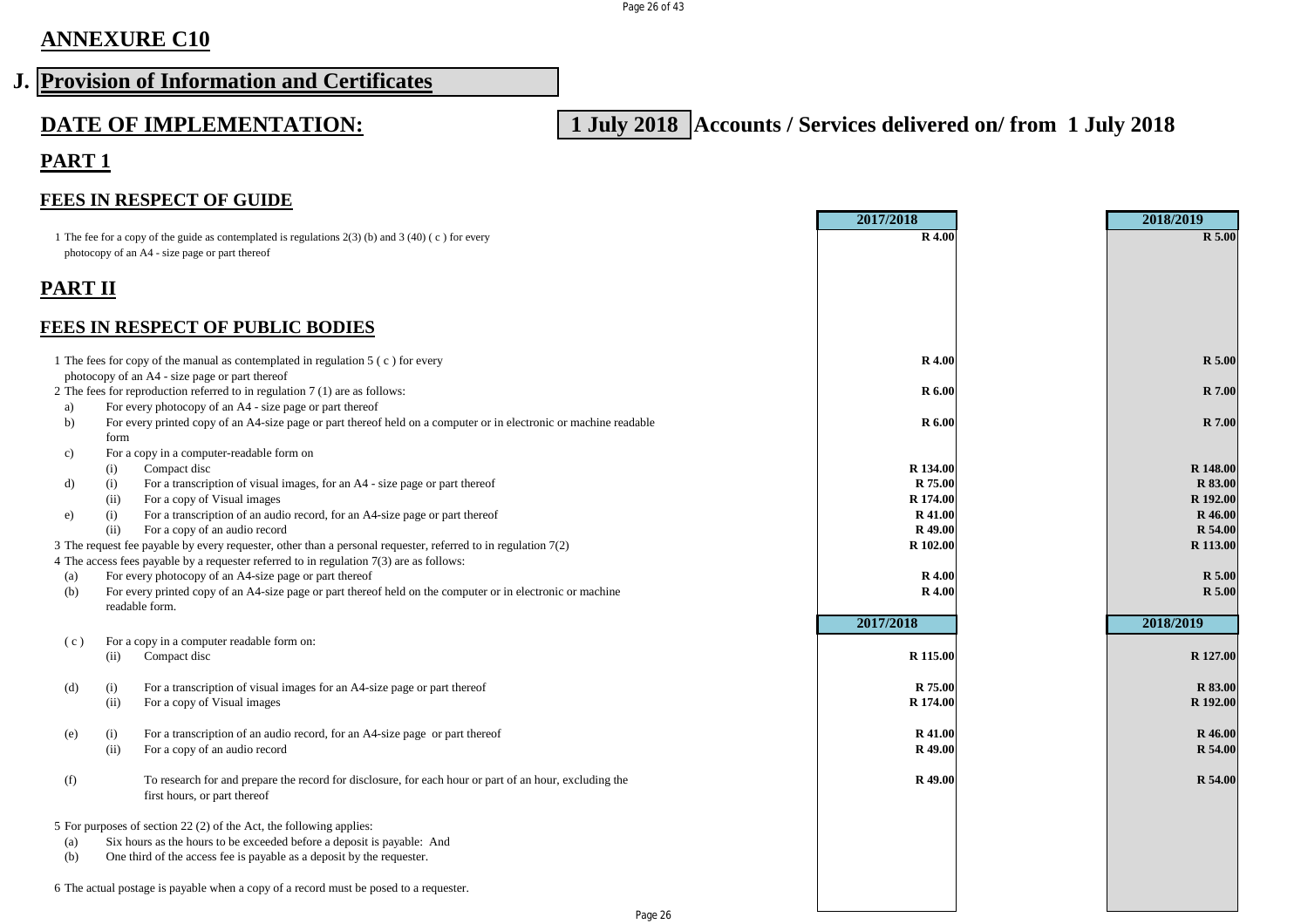# ANNEXURE C10

## J. Provision of Information and Certificates

## DATE OF IMPLEMENTATION: 1 July 2018 Accounts / Services delivered on/ from 1 July 2018

## PART 1

### FEES IN RESPECT OF GUIDE

| | | | 2017/2018 | 2018/2019 |
|---|---|---|---|---|
| 1 | | The fee for a copy of the guide as contemplated is regulations 2(3) (b) and 3 (40) ( c ) for every photocopy of an A4 - size page or part thereof | R 4.00 | R 5.00 |

## PART II

### FEES IN RESPECT OF PUBLIC BODIES

| | | | 2017/2018 | 2018/2019 |
|---|---|---|---|---|
| 1 | | The fees for copy of the manual as contemplated in regulation 5 ( c ) for every photocopy of an A4 - size page or part thereof | R 4.00 | R 5.00 |
| 2 | | The fees for reproduction referred to in regulation 7 (1) are as follows: | R 6.00 | R 7.00 |
| a) | | For every photocopy of an A4 - size page or part thereof | | |
| b) | | For every printed copy of an A4-size page or part thereof held on a computer or in electronic or machine readable form | R 6.00 | R 7.00 |
| c) | | For a copy in a computer-readable form on | | |
| | (i) | Compact disc | R 134.00 | R 148.00 |
| d) | (i) | For a transcription of visual images, for an A4 - size page or part thereof | R 75.00 | R 83.00 |
| | (ii) | For a copy of Visual images | R 174.00 | R 192.00 |
| e) | (i) | For a transcription of an audio record, for an A4-size page or part thereof | R 41.00 | R 46.00 |
| | (ii) | For a copy of an audio record | R 49.00 | R 54.00 |
| 3 | | The request fee payable by every requester, other than a personal requester, referred to in regulation 7(2) | R 102.00 | R 113.00 |
| 4 | | The access fees payable by a requester referred to in regulation 7(3) are as follows: | | |
| (a) | | For every photocopy of an A4-size page or part thereof | R 4.00 | R 5.00 |
| (b) | | For every printed copy of an A4-size page or part thereof held on the computer or in electronic or machine readable form. | R 4.00 | R 5.00 |
| | | | **2017/2018** | **2018/2019** |
| ( c ) | | For a copy in a computer readable form on: | | |
| | (ii) | Compact disc | R 115.00 | R 127.00 |
| (d) | (i) | For a transcription of visual images for an A4-size page or part thereof | R 75.00 | R 83.00 |
| | (ii) | For a copy of Visual images | R 174.00 | R 192.00 |
| (e) | (i) | For a transcription of an audio record, for an A4-size page or part thereof | R 41.00 | R 46.00 |
| | (ii) | For a copy of an audio record | R 49.00 | R 54.00 |
| (f) | | To research for and prepare the record for disclosure, for each hour or part of an hour, excluding the first hours, or part thereof | R 49.00 | R 54.00 |

5 For purposes of section 22 (2) of the Act, the following applies:

(a) Six hours as the hours to be exceeded before a deposit is payable: And

(b) One third of the access fee is payable as a deposit by the requester.

6 The actual postage is payable when a copy of a record must be posed to a requester.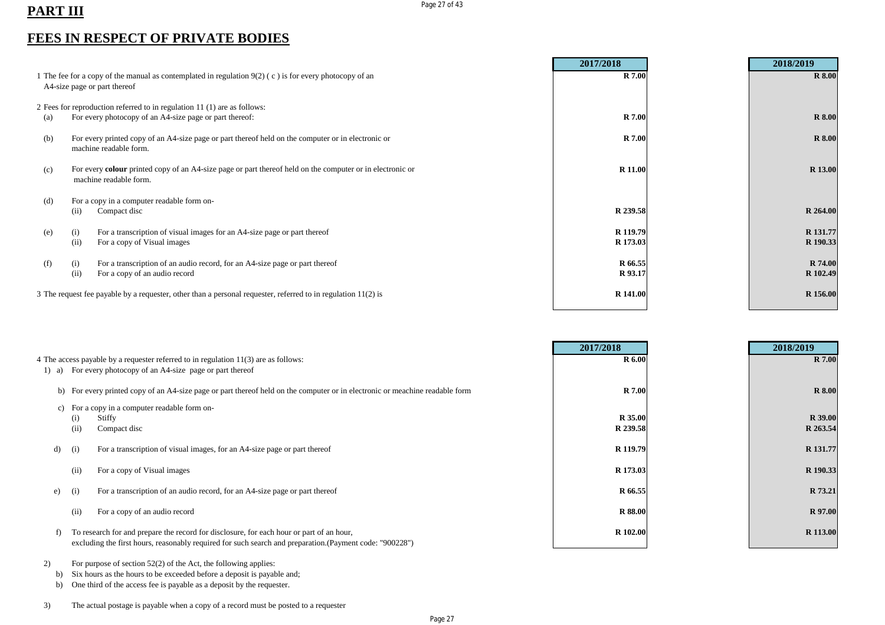## PART III

## FEES IN RESPECT OF PRIVATE BODIES

| | | | 2017/2018 | 2018/2019 |
|---|---|---|---|---|
| 1 | | The fee for a copy of the manual as contemplated in regulation 9(2) ( c ) is for every photocopy of an A4-size page or part thereof | R 7.00 | R 8.00 |
| 2 | | Fees for reproduction referred to in regulation 11 (1) are as follows: | | |
| (a) | | For every photocopy of an A4-size page or part thereof: | R 7.00 | R 8.00 |
| (b) | | For every printed copy of an A4-size page or part thereof held on the computer or in electronic or machine readable form. | R 7.00 | R 8.00 |
| (c) | | For every **colour** printed copy of an A4-size page or part thereof held on the computer or in electronic or machine readable form. | R 11.00 | R 13.00 |
| (d) | | For a copy in a computer readable form on- | | |
| | (ii) | Compact disc | R 239.58 | R 264.00 |
| (e) | (i) | For a transcription of visual images for an A4-size page or part thereof | R 119.79 | R 131.77 |
| | (ii) | For a copy of Visual images | R 173.03 | R 190.33 |
| (f) | (i) | For a transcription of an audio record, for an A4-size page or part thereof | R 66.55 | R 74.00 |
| | (ii) | For a copy of an audio record | R 93.17 | R 102.49 |
| 3 | | The request fee payable by a requester, other than a personal requester, referred to in regulation 11(2) is | R 141.00 | R 156.00 |

| | | | 2017/2018 | 2018/2019 |
|---|---|---|---|---|
| 4 | | The access payable by a requester referred to in regulation 11(3) are as follows: | | |
| 1) a) | | For every photocopy of an A4-size page or part thereof | R 6.00 | R 7.00 |
| b) | | For every printed copy of an A4-size page or part thereof held on the computer or in electronic or meachine readable form | R 7.00 | R 8.00 |
| c) | | For a copy in a computer readable form on- | | |
| | (i) | Stiffy | R 35.00 | R 39.00 |
| | (ii) | Compact disc | R 239.58 | R 263.54 |
| d) | (i) | For a transcription of visual images, for an A4-size page or part thereof | R 119.79 | R 131.77 |
| | (ii) | For a copy of Visual images | R 173.03 | R 190.33 |
| e) | (i) | For a transcription of an audio record, for an A4-size page or part thereof | R 66.55 | R 73.21 |
| | (ii) | For a copy of an audio record | R 88.00 | R 97.00 |
| f) | | To research for and prepare the record for disclosure, for each hour or part of an hour, excluding the first hours, reasonably required for such search and preparation.(Payment code: "900228") | R 102.00 | R 113.00 |

2) For purpose of section 52(2) of the Act, the following applies:

- b) Six hours as the hours to be exceeded before a deposit is payable and;
- b) One third of the access fee is payable as a deposit by the requester.

3) The actual postage is payable when a copy of a record must be posted to a requester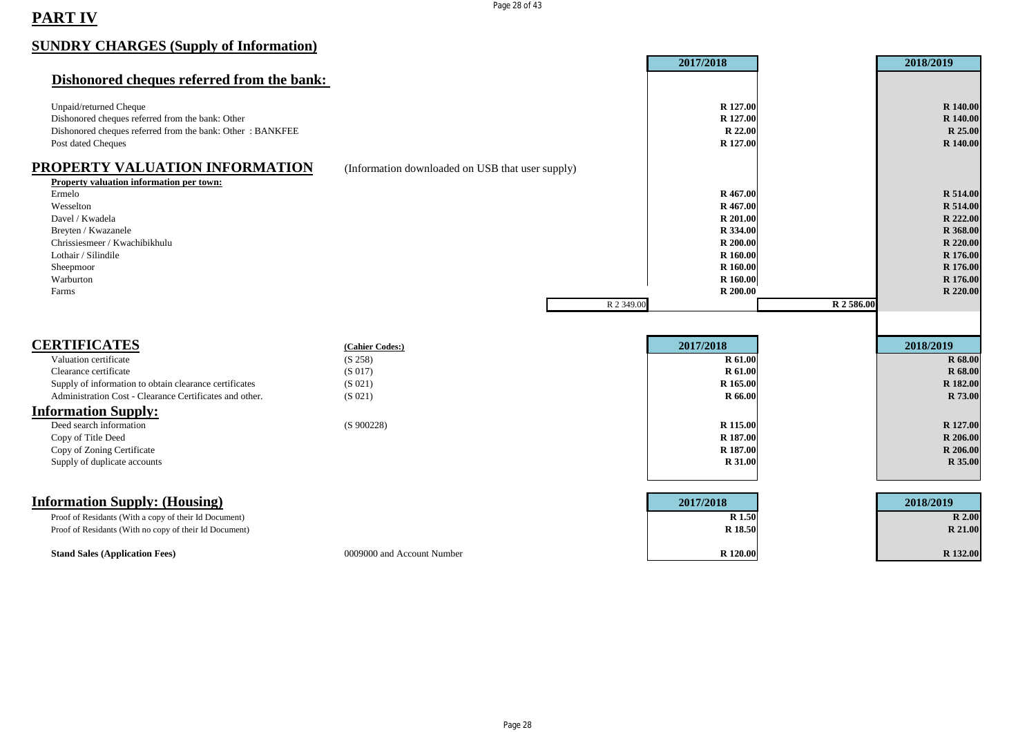# PART IV

## SUNDRY CHARGES (Supply of Information)

### Dishonored cheques referred from the bank:

| | 2017/2018 | 2018/2019 |
|---|---|---|
| Unpaid/returned Cheque | R 127.00 | R 140.00 |
| Dishonored cheques referred from the bank: Other | R 127.00 | R 140.00 |
| Dishonored cheques referred from the bank: Other : BANKFEE | R 22.00 | R 25.00 |
| Post dated Cheques | R 127.00 | R 140.00 |

## PROPERTY VALUATION INFORMATION

(Information downloaded on USB that user supply)

| **Property valuation information per town:** | 2017/2018 | 2018/2019 |
|---|---|---|
| Ermelo | R 467.00 | R 514.00 |
| Wesselton | R 467.00 | R 514.00 |
| Davel / Kwadela | R 201.00 | R 222.00 |
| Breyten / Kwazanele | R 334.00 | R 368.00 |
| Chrissiesmeer / Kwachibikhulu | R 200.00 | R 220.00 |
| Lothair / Silindile | R 160.00 | R 176.00 |
| Sheepmoor | R 160.00 | R 176.00 |
| Warburton | R 160.00 | R 176.00 |
| Farms | R 200.00 | R 220.00 |
| | R 2 349.00 | R 2 586.00 |

## CERTIFICATES

| | (Cahier Codes:) | 2017/2018 | 2018/2019 |
|---|---|---|---|
| Valuation certificate | (S 258) | R 61.00 | R 68.00 |
| Clearance certificate | (S 017) | R 61.00 | R 68.00 |
| Supply of information to obtain clearance certificates | (S 021) | R 165.00 | R 182.00 |
| Administration Cost - Clearance Certificates and other. | (S 021) | R 66.00 | R 73.00 |
| **Information Supply:** | | | |
| Deed search information | (S 900228) | R 115.00 | R 127.00 |
| Copy of Title Deed | | R 187.00 | R 206.00 |
| Copy of Zoning Certificate | | R 187.00 | R 206.00 |
| Supply of duplicate accounts | | R 31.00 | R 35.00 |

## Information Supply: (Housing)

| | | 2017/2018 | 2018/2019 |
|---|---|---|---|
| Proof of Residants (With a copy of their Id Document) | | R 1.50 | R 2.00 |
| Proof of Residants (With no copy of their Id Document) | | R 18.50 | R 21.00 |
| **Stand Sales (Application Fees)** | 0009000 and Account Number | R 120.00 | R 132.00 |